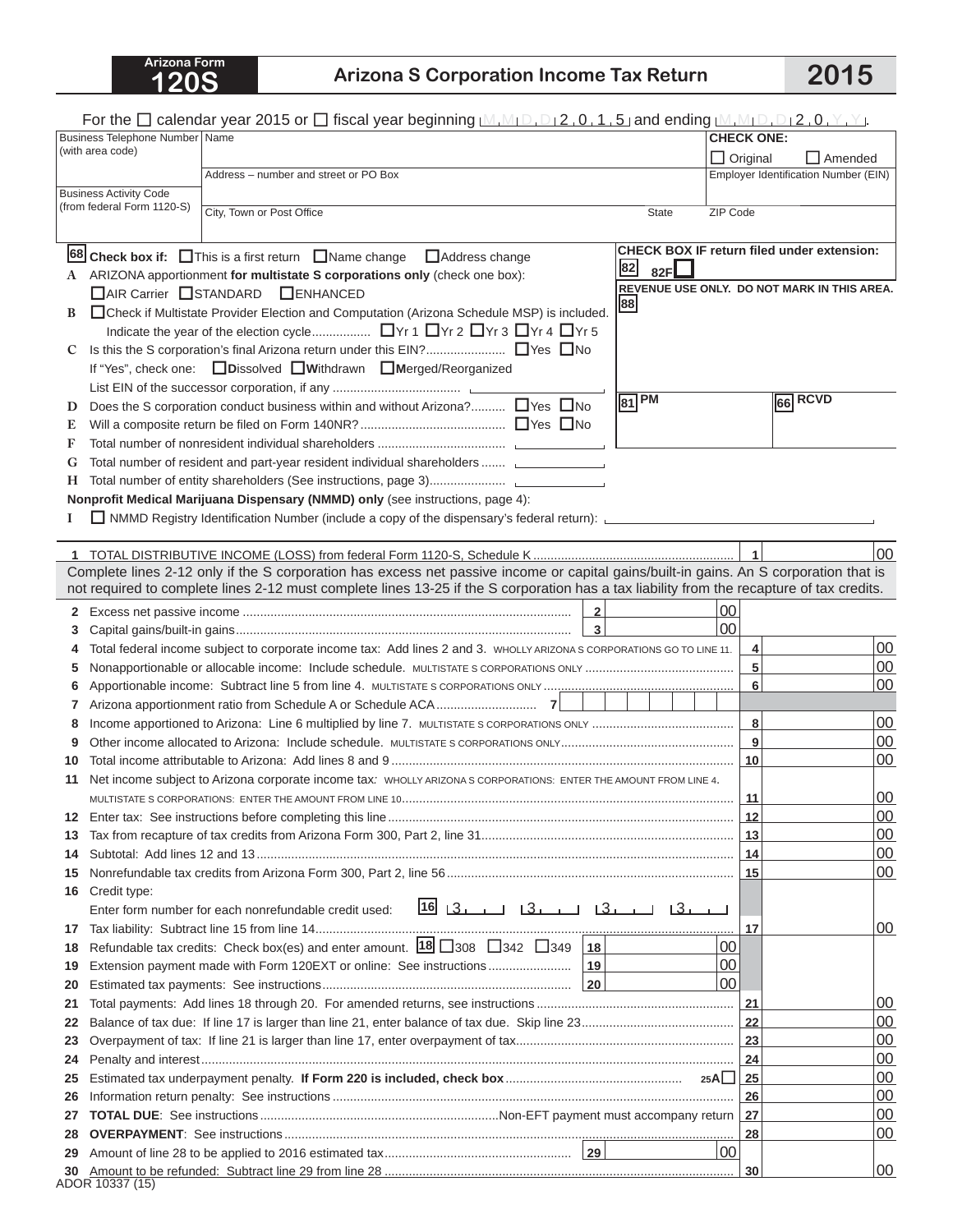# Arizona Form 120S

## Arizona S Corporation Income Tax Return

## 2015

For the ☐ calendar year 2015 or ☐ fiscal year beginning M M D D 2 0 1 5 and ending M M D D 2 0 Y Y.

| Business Telephone Number (with area code) | Name | CHECK ONE: ☐ Original ☐ Amended |
|---|---|---|
| Business Activity Code (from federal Form 1120-S) | Address – number and street or PO Box | Employer Identification Number (EIN) |
| | City, Town or Post Office / State | ZIP Code |

**68** **Check box if:** ☐ This is a first return ☐ Name change ☐ Address change

**CHECK BOX IF return filed under extension:** **82** 82F ☐

**REVENUE USE ONLY. DO NOT MARK IN THIS AREA.** **88**

**81** PM **66** RCVD

**A** ARIZONA apportionment **for multistate S corporations only** (check one box):
☐ AIR Carrier ☐ STANDARD ☐ ENHANCED

**B** ☐ Check if Multistate Provider Election and Computation (Arizona Schedule MSP) is included.
Indicate the year of the election cycle................. ☐ Yr 1 ☐ Yr 2 ☐ Yr 3 ☐ Yr 4 ☐ Yr 5

**C** Is this the S corporation's final Arizona return under this EIN?....................... ☐ Yes ☐ No
If "Yes", check one: ☐ **D**issolved ☐ **W**ithdrawn ☐ **M**erged/Reorganized
List EIN of the successor corporation, if any .................................... ______

**D** Does the S corporation conduct business within and without Arizona?.......... ☐ Yes ☐ No

**E** Will a composite return be filed on Form 140NR?.......................................... ☐ Yes ☐ No

**F** Total number of nonresident individual shareholders ..................................... ______

**G** Total number of resident and part-year resident individual shareholders ....... ______

**H** Total number of entity shareholders (See instructions, page 3)...................... ______

**Nonprofit Medical Marijuana Dispensary (NMMD) only** (see instructions, page 4):

**I** ☐ NMMD Registry Identification Number (include a copy of the dispensary's federal return): ______

| | | | |
|---|---|---|---|
| 1 | TOTAL DISTRIBUTIVE INCOME (LOSS) from federal Form 1120-S, Schedule K | 1 | 00 |

Complete lines 2-12 only if the S corporation has excess net passive income or capital gains/built-in gains. An S corporation that is not required to complete lines 2-12 must complete lines 13-25 if the S corporation has a tax liability from the recapture of tax credits.

| | | | | | |
|---|---|---|---|---|---|
| 2 | Excess net passive income | 2 | 00 | | |
| 3 | Capital gains/built-in gains | 3 | 00 | | |
| 4 | Total federal income subject to corporate income tax: Add lines 2 and 3. WHOLLY ARIZONA S CORPORATIONS GO TO LINE 11. | | | 4 | 00 |
| 5 | Nonapportionable or allocable income: Include schedule. MULTISTATE S CORPORATIONS ONLY | | | 5 | 00 |
| 6 | Apportionable income: Subtract line 5 from line 4. MULTISTATE S CORPORATIONS ONLY | | | 6 | 00 |
| 7 | Arizona apportionment ratio from Schedule A or Schedule ACA | 7 | | | |
| 8 | Income apportioned to Arizona: Line 6 multiplied by line 7. MULTISTATE S CORPORATIONS ONLY | | | 8 | 00 |
| 9 | Other income allocated to Arizona: Include schedule. MULTISTATE S CORPORATIONS ONLY | | | 9 | 00 |
| 10 | Total income attributable to Arizona: Add lines 8 and 9 | | | 10 | 00 |
| 11 | Net income subject to Arizona corporate income tax: WHOLLY ARIZONA S CORPORATIONS: ENTER THE AMOUNT FROM LINE 4. MULTISTATE S CORPORATIONS: ENTER THE AMOUNT FROM LINE 10 | | | 11 | 00 |
| 12 | Enter tax: See instructions before completing this line | | | 12 | 00 |
| 13 | Tax from recapture of tax credits from Arizona Form 300, Part 2, line 31 | | | 13 | 00 |
| 14 | Subtotal: Add lines 12 and 13 | | | 14 | 00 |
| 15 | Nonrefundable tax credits from Arizona Form 300, Part 2, line 56 | | | 15 | 00 |
| 16 | Credit type: Enter form number for each nonrefundable credit used: **16** 3___ 3___ 3___ 3___ | | | | |
| 17 | Tax liability: Subtract line 15 from line 14 | | | 17 | 00 |
| 18 | Refundable tax credits: Check box(es) and enter amount. **18** ☐ 308 ☐ 342 ☐ 349 | 18 | 00 | | |
| 19 | Extension payment made with Form 120EXT or online: See instructions | 19 | 00 | | |
| 20 | Estimated tax payments: See instructions | 20 | 00 | | |
| 21 | Total payments: Add lines 18 through 20. For amended returns, see instructions | | | 21 | 00 |
| 22 | Balance of tax due: If line 17 is larger than line 21, enter balance of tax due. Skip line 23 | | | 22 | 00 |
| 23 | Overpayment of tax: If line 21 is larger than line 17, enter overpayment of tax | | | 23 | 00 |
| 24 | Penalty and interest | | | 24 | 00 |
| 25 | Estimated tax underpayment penalty. **If Form 220 is included, check box** 25A ☐ | | | 25 | 00 |
| 26 | Information return penalty: See instructions | | | 26 | 00 |
| 27 | **TOTAL DUE**: See instructions .......... Non-EFT payment must accompany return | | | 27 | 00 |
| 28 | **OVERPAYMENT**: See instructions | | | 28 | 00 |
| 29 | Amount of line 28 to be applied to 2016 estimated tax | 29 | 00 | | |
| 30 | Amount to be refunded: Subtract line 29 from line 28 | | | 30 | 00 |

ADOR 10337 (15)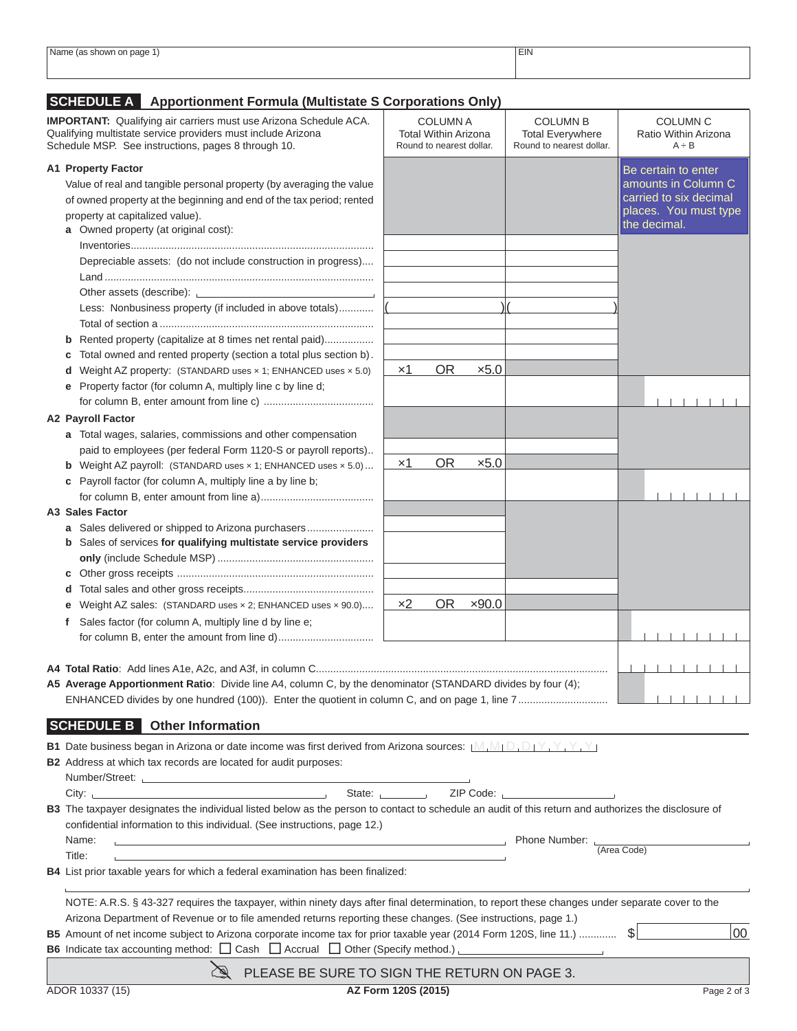| Name (as shown on page 1) | EIN |
|---|---|
| | |

## SCHEDULE A Apportionment Formula (Multistate S Corporations Only)

| **IMPORTANT:** Qualifying air carriers must use Arizona Schedule ACA. Qualifying multistate service providers must include Arizona Schedule MSP. See instructions, pages 8 through 10. | COLUMN A Total Within Arizona Round to nearest dollar. | COLUMN B Total Everywhere Round to nearest dollar. | COLUMN C Ratio Within Arizona A ÷ B |
|---|---|---|---|
| **A1 Property Factor** Value of real and tangible personal property (by averaging the value of owned property at the beginning and end of the tax period; rented property at capitalized value). | | | Be certain to enter amounts in Column C carried to six decimal places. You must type the decimal. |
| **a** Owned property (at original cost): | | | |
| Inventories | | | |
| Depreciable assets: (do not include construction in progress) | | | |
| Land | | | |
| Other assets (describe): | | | |
| Less: Nonbusiness property (if included in above totals) | ( ) | ( ) | |
| Total of section a | | | |
| **b** Rented property (capitalize at 8 times net rental paid) | | | |
| **c** Total owned and rented property (section a total plus section b) | | | |
| **d** Weight AZ property: (STANDARD uses × 1; ENHANCED uses × 5.0) | ×1 OR ×5.0 | | |
| **e** Property factor (for column A, multiply line c by line d; for column B, enter amount from line c) | | | |
| **A2 Payroll Factor** | | | |
| **a** Total wages, salaries, commissions and other compensation paid to employees (per federal Form 1120-S or payroll reports) | | | |
| **b** Weight AZ payroll: (STANDARD uses × 1; ENHANCED uses × 5.0) | ×1 OR ×5.0 | | |
| **c** Payroll factor (for column A, multiply line a by line b; for column B, enter amount from line a) | | | |
| **A3 Sales Factor** | | | |
| **a** Sales delivered or shipped to Arizona purchasers | | | |
| **b** Sales of services **for qualifying multistate service providers only** (include Schedule MSP) | | | |
| **c** Other gross receipts | | | |
| **d** Total sales and other gross receipts | | | |
| **e** Weight AZ sales: (STANDARD uses × 2; ENHANCED uses × 90.0) | ×2 OR ×90.0 | | |
| **f** Sales factor (for column A, multiply line d by line e; for column B, enter the amount from line d) | | | |

**A4 Total Ratio**: Add lines A1e, A2c, and A3f, in column C

**A5 Average Apportionment Ratio**: Divide line A4, column C, by the denominator (STANDARD divides by four (4); ENHANCED divides by one hundred (100)). Enter the quotient in column C, and on page 1, line 7

## SCHEDULE B Other Information

**B1** Date business began in Arizona or date income was first derived from Arizona sources: M M D D Y Y Y Y

**B2** Address at which tax records are located for audit purposes:

Number/Street: ______

City: ______ State: ______ ZIP Code: ______

**B3** The taxpayer designates the individual listed below as the person to contact to schedule an audit of this return and authorizes the disclosure of confidential information to this individual. (See instructions, page 12.)

Name: ______ Phone Number: ______ (Area Code)

Title: ______

**B4** List prior taxable years for which a federal examination has been finalized:

______

NOTE: A.R.S. § 43-327 requires the taxpayer, within ninety days after final determination, to report these changes under separate cover to the Arizona Department of Revenue or to file amended returns reporting these changes. (See instructions, page 1.)

**B5** Amount of net income subject to Arizona corporate income tax for prior taxable year (2014 Form 120S, line 11.) $ ______ 00

**B6** Indicate tax accounting method: ☐ Cash ☐ Accrual ☐ Other (Specify method.) ______

PLEASE BE SURE TO SIGN THE RETURN ON PAGE 3.

ADOR 10337 (15) AZ Form 120S (2015)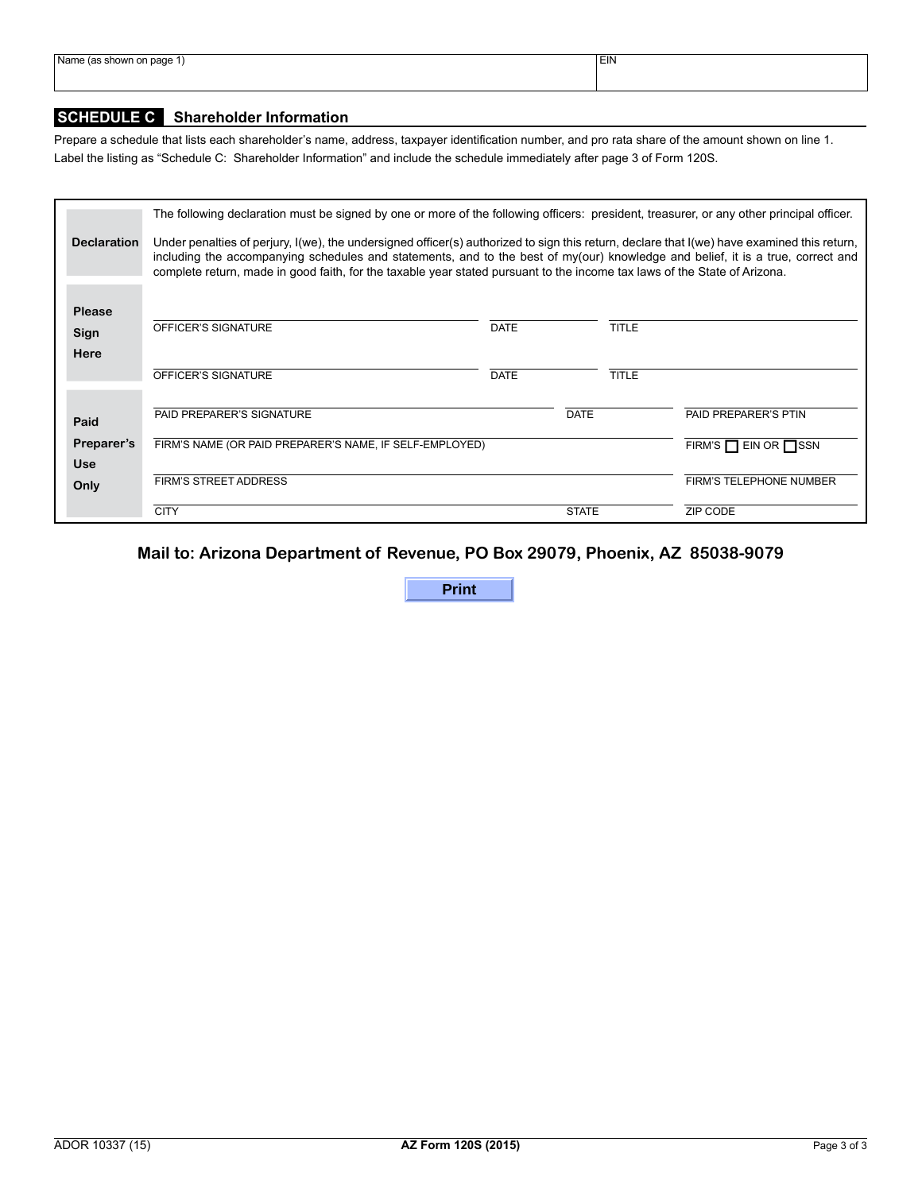| Name (as shown on page 1) | EIN |
|---|---|
| | |

## SCHEDULE C Shareholder Information

Prepare a schedule that lists each shareholder's name, address, taxpayer identification number, and pro rata share of the amount shown on line 1. Label the listing as "Schedule C: Shareholder Information" and include the schedule immediately after page 3 of Form 120S.

| | |
|---|---|
| **Declaration** | The following declaration must be signed by one or more of the following officers: president, treasurer, or any other principal officer.<br><br>Under penalties of perjury, I(we), the undersigned officer(s) authorized to sign this return, declare that I(we) have examined this return, including the accompanying schedules and statements, and to the best of my(our) knowledge and belief, it is a true, correct and complete return, made in good faith, for the taxable year stated pursuant to the income tax laws of the State of Arizona. |
| **Please Sign Here** | OFFICER'S SIGNATURE / DATE / TITLE<br><br>OFFICER'S SIGNATURE / DATE / TITLE |
| **Paid Preparer's Use Only** | PAID PREPARER'S SIGNATURE / DATE / PAID PREPARER'S PTIN<br><br>FIRM'S NAME (OR PAID PREPARER'S NAME, IF SELF-EMPLOYED) / FIRM'S ☐ EIN OR ☐ SSN<br><br>FIRM'S STREET ADDRESS / FIRM'S TELEPHONE NUMBER<br><br>CITY / STATE / ZIP CODE |

**Mail to: Arizona Department of Revenue, PO Box 29079, Phoenix, AZ 85038-9079**

Print

ADOR 10337 (15) **AZ Form 120S (2015)**